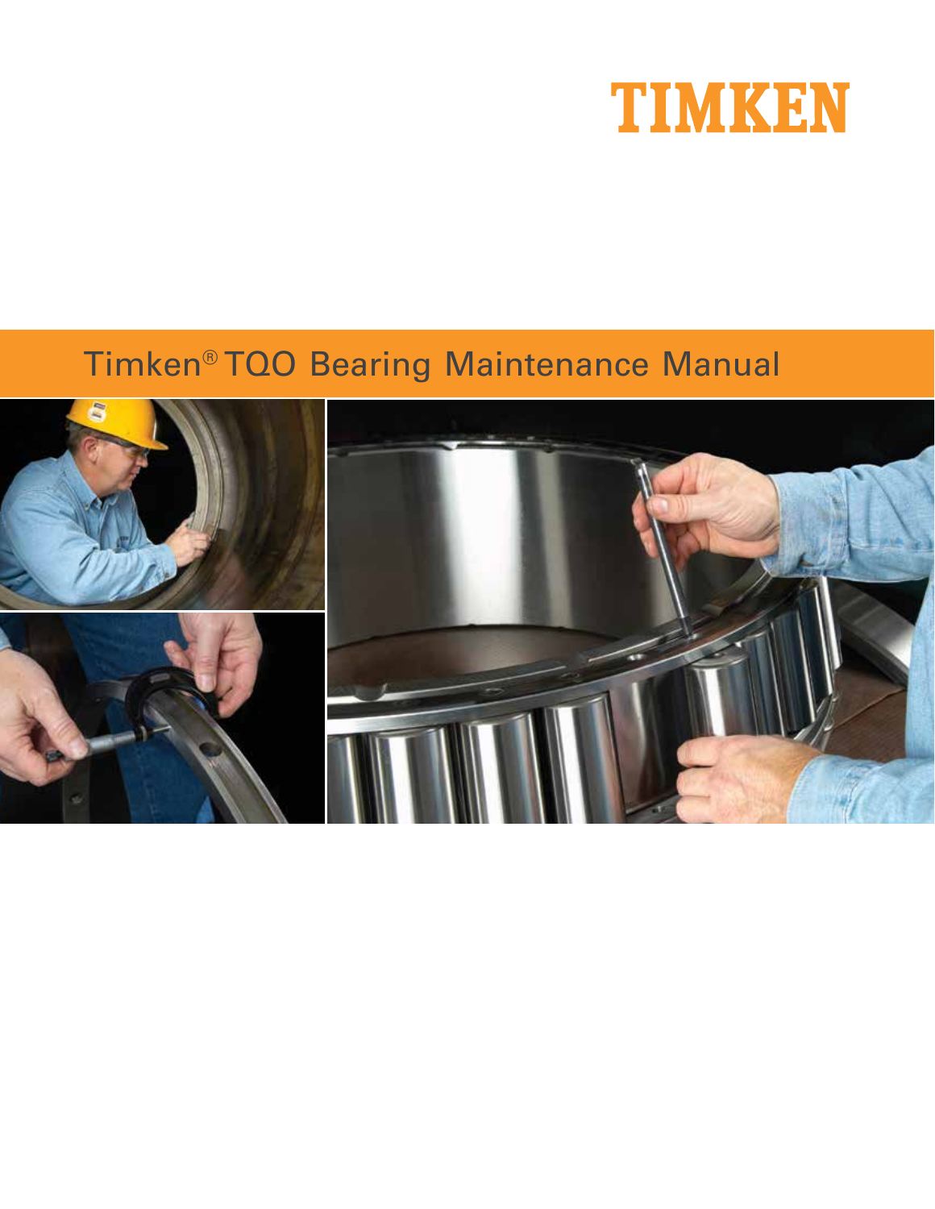TIMKEN

# Timken® TQO Bearing Maintenance Manual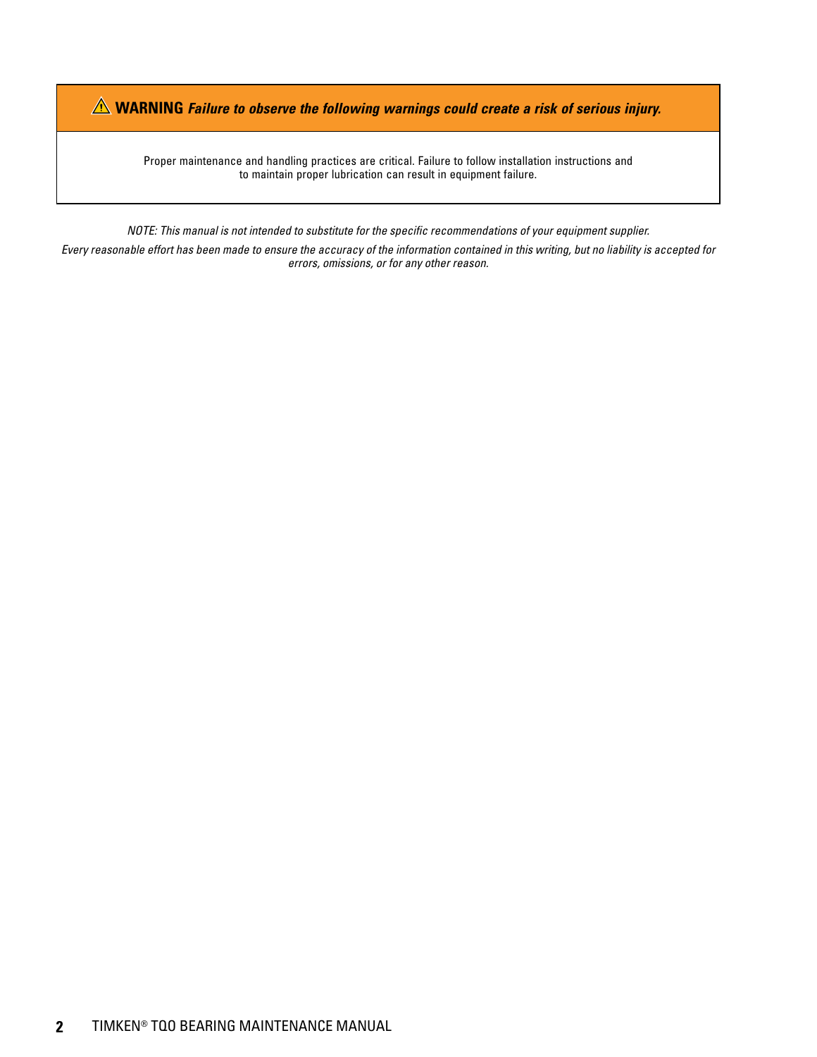**⚠ WARNING** ***Failure to observe the following warnings could create a risk of serious injury.***

Proper maintenance and handling practices are critical. Failure to follow installation instructions and to maintain proper lubrication can result in equipment failure.

*NOTE: This manual is not intended to substitute for the specific recommendations of your equipment supplier.*

*Every reasonable effort has been made to ensure the accuracy of the information contained in this writing, but no liability is accepted for errors, omissions, or for any other reason.*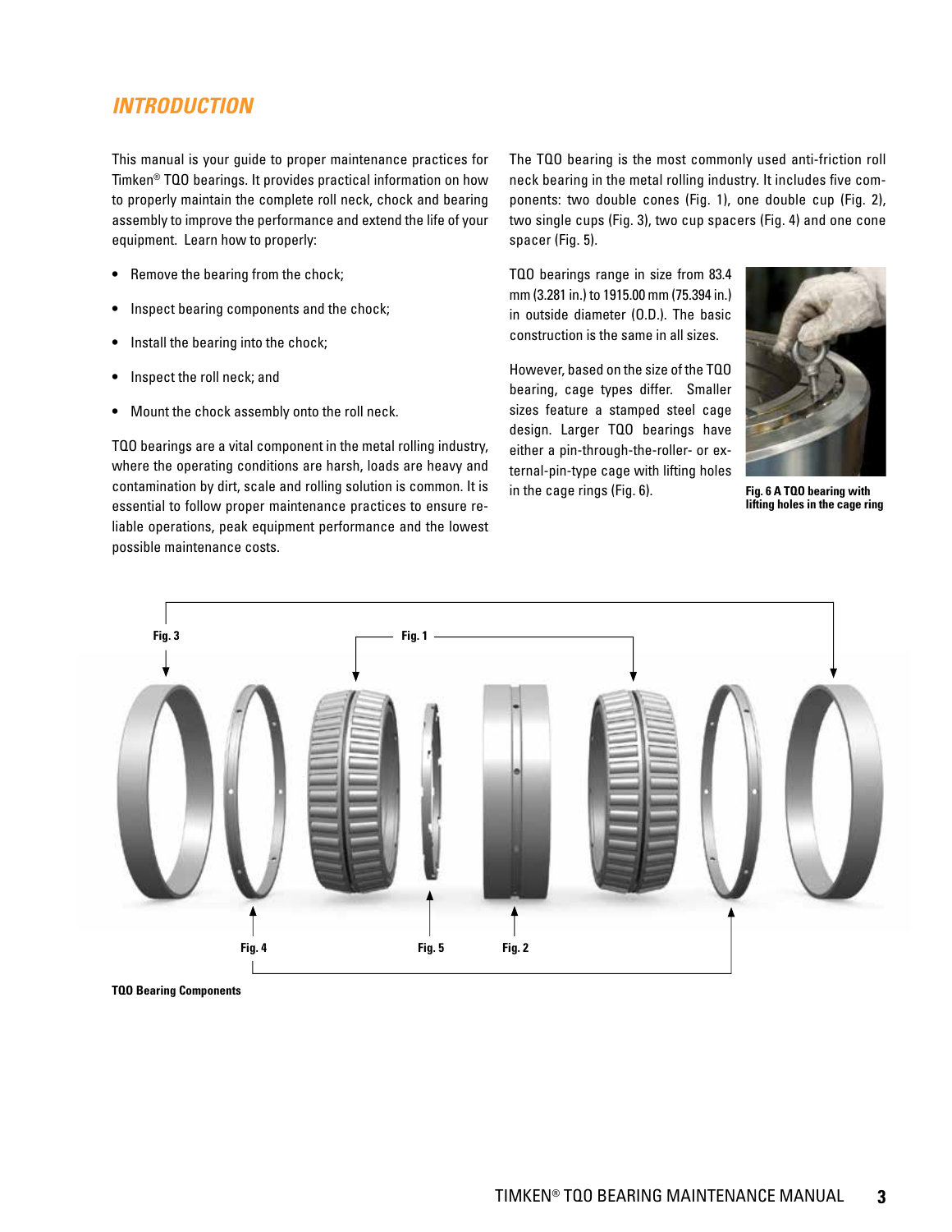## INTRODUCTION

This manual is your guide to proper maintenance practices for Timken® TQO bearings. It provides practical information on how to properly maintain the complete roll neck, chock and bearing assembly to improve the performance and extend the life of your equipment. Learn how to properly:

- Remove the bearing from the chock;
- Inspect bearing components and the chock;
- Install the bearing into the chock;
- Inspect the roll neck; and
- Mount the chock assembly onto the roll neck.

TQO bearings are a vital component in the metal rolling industry, where the operating conditions are harsh, loads are heavy and contamination by dirt, scale and rolling solution is common. It is essential to follow proper maintenance practices to ensure reliable operations, peak equipment performance and the lowest possible maintenance costs.

The TQO bearing is the most commonly used anti-friction roll neck bearing in the metal rolling industry. It includes five components: two double cones (Fig. 1), one double cup (Fig. 2), two single cups (Fig. 3), two cup spacers (Fig. 4) and one cone spacer (Fig. 5).

TQO bearings range in size from 83.4 mm (3.281 in.) to 1915.00 mm (75.394 in.) in outside diameter (O.D.). The basic construction is the same in all sizes.

However, based on the size of the TQO bearing, cage types differ. Smaller sizes feature a stamped steel cage design. Larger TQO bearings have either a pin-through-the-roller- or external-pin-type cage with lifting holes in the cage rings (Fig. 6).

**Fig. 6 A TQO bearing with lifting holes in the cage ring**

Fig. 3 Fig. 1 Fig. 4 Fig. 5 Fig. 2

**TQO Bearing Components**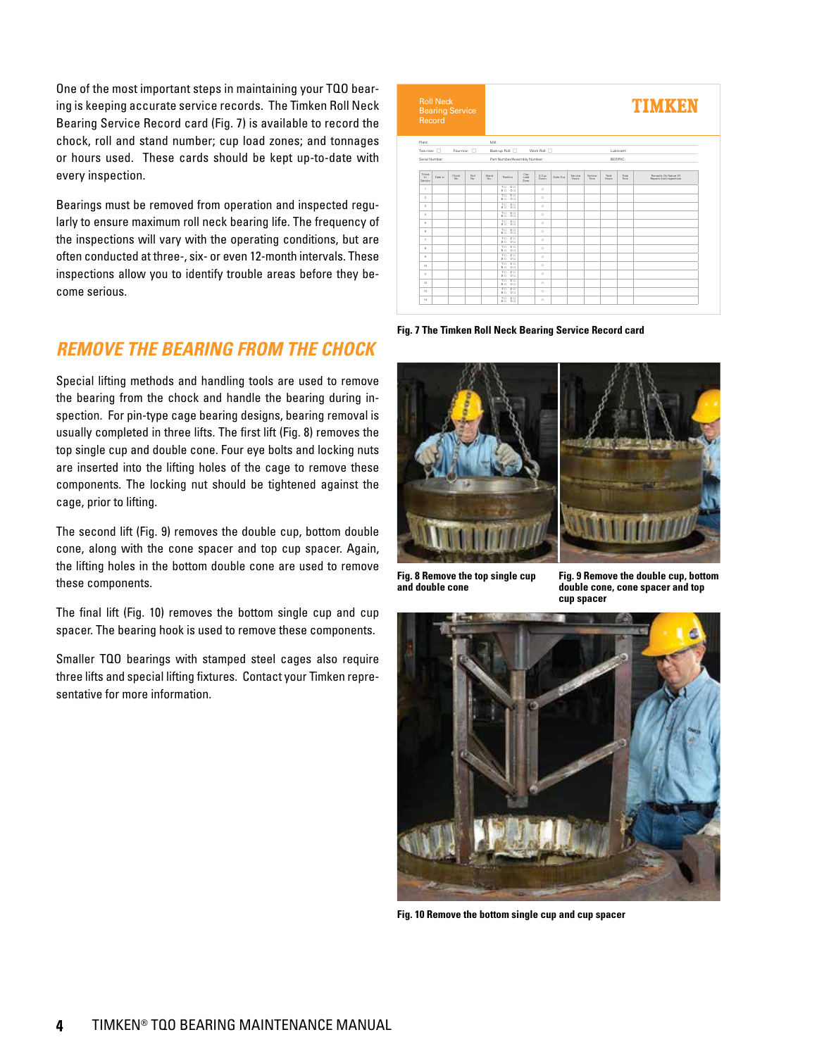One of the most important steps in maintaining your TQO bearing is keeping accurate service records. The Timken Roll Neck Bearing Service Record card (Fig. 7) is available to record the chock, roll and stand number; cup load zones; and tonnages or hours used. These cards should be kept up-to-date with every inspection.

Bearings must be removed from operation and inspected regularly to ensure maximum roll neck bearing life. The frequency of the inspections will vary with the operating conditions, but are often conducted at three-, six- or even 12-month intervals. These inspections allow you to identify trouble areas before they become serious.

Fig. 7 The Timken Roll Neck Bearing Service Record card

## REMOVE THE BEARING FROM THE CHOCK

Special lifting methods and handling tools are used to remove the bearing from the chock and handle the bearing during inspection. For pin-type cage bearing designs, bearing removal is usually completed in three lifts. The first lift (Fig. 8) removes the top single cup and double cone. Four eye bolts and locking nuts are inserted into the lifting holes of the cage to remove these components. The locking nut should be tightened against the cage, prior to lifting.

The second lift (Fig. 9) removes the double cup, bottom double cone, along with the cone spacer and top cup spacer. Again, the lifting holes in the bottom double cone are used to remove these components.

The final lift (Fig. 10) removes the bottom single cup and cup spacer. The bearing hook is used to remove these components.

Smaller TQO bearings with stamped steel cages also require three lifts and special lifting fixtures. Contact your Timken representative for more information.

Fig. 8 Remove the top single cup and double cone

Fig. 9 Remove the double cup, bottom double cone, cone spacer and top cup spacer

Fig. 10 Remove the bottom single cup and cup spacer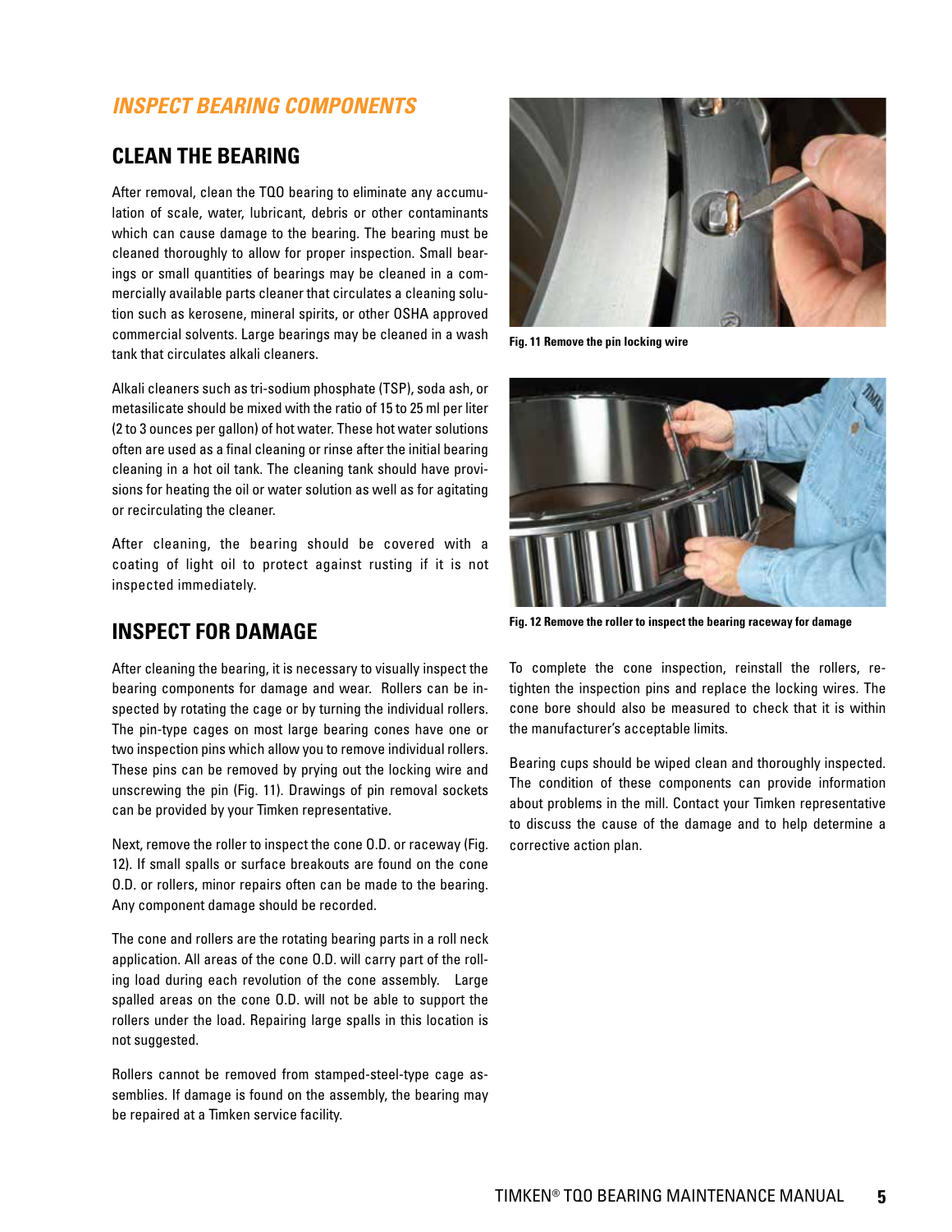## *INSPECT BEARING COMPONENTS*

### CLEAN THE BEARING

After removal, clean the TQO bearing to eliminate any accumulation of scale, water, lubricant, debris or other contaminants which can cause damage to the bearing. The bearing must be cleaned thoroughly to allow for proper inspection. Small bearings or small quantities of bearings may be cleaned in a commercially available parts cleaner that circulates a cleaning solution such as kerosene, mineral spirits, or other OSHA approved commercial solvents. Large bearings may be cleaned in a wash tank that circulates alkali cleaners.

Alkali cleaners such as tri-sodium phosphate (TSP), soda ash, or metasilicate should be mixed with the ratio of 15 to 25 ml per liter (2 to 3 ounces per gallon) of hot water. These hot water solutions often are used as a final cleaning or rinse after the initial bearing cleaning in a hot oil tank. The cleaning tank should have provisions for heating the oil or water solution as well as for agitating or recirculating the cleaner.

After cleaning, the bearing should be covered with a coating of light oil to protect against rusting if it is not inspected immediately.

### INSPECT FOR DAMAGE

After cleaning the bearing, it is necessary to visually inspect the bearing components for damage and wear. Rollers can be inspected by rotating the cage or by turning the individual rollers. The pin-type cages on most large bearing cones have one or two inspection pins which allow you to remove individual rollers. These pins can be removed by prying out the locking wire and unscrewing the pin (Fig. 11). Drawings of pin removal sockets can be provided by your Timken representative.

Next, remove the roller to inspect the cone O.D. or raceway (Fig. 12). If small spalls or surface breakouts are found on the cone O.D. or rollers, minor repairs often can be made to the bearing. Any component damage should be recorded.

The cone and rollers are the rotating bearing parts in a roll neck application. All areas of the cone O.D. will carry part of the rolling load during each revolution of the cone assembly. Large spalled areas on the cone O.D. will not be able to support the rollers under the load. Repairing large spalls in this location is not suggested.

Rollers cannot be removed from stamped-steel-type cage assemblies. If damage is found on the assembly, the bearing may be repaired at a Timken service facility.

**Fig. 11 Remove the pin locking wire**

**Fig. 12 Remove the roller to inspect the bearing raceway for damage**

To complete the cone inspection, reinstall the rollers, retighten the inspection pins and replace the locking wires. The cone bore should also be measured to check that it is within the manufacturer's acceptable limits.

Bearing cups should be wiped clean and thoroughly inspected. The condition of these components can provide information about problems in the mill. Contact your Timken representative to discuss the cause of the damage and to help determine a corrective action plan.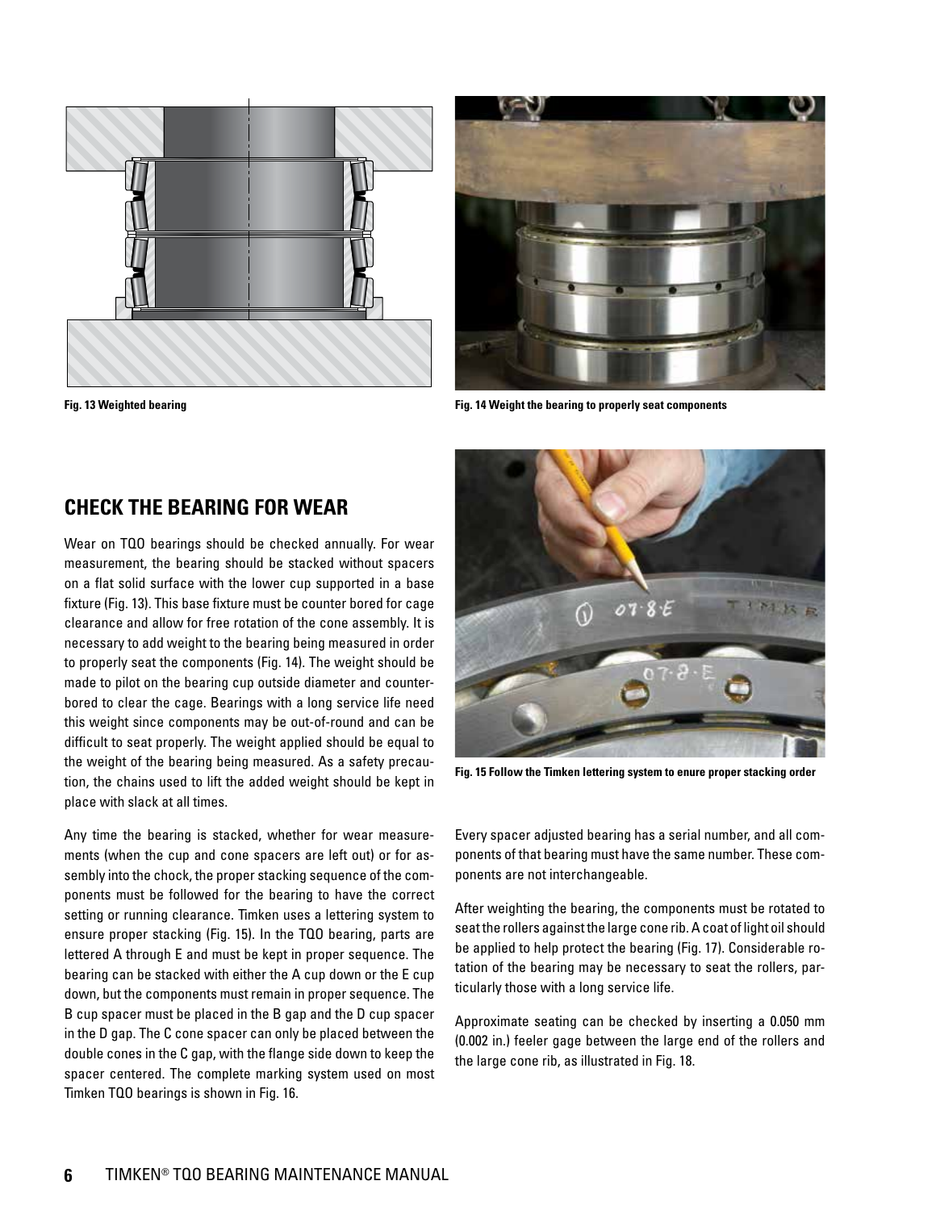Fig. 13 Weighted bearing

Fig. 14 Weight the bearing to properly seat components

## CHECK THE BEARING FOR WEAR

Wear on TQO bearings should be checked annually. For wear measurement, the bearing should be stacked without spacers on a flat solid surface with the lower cup supported in a base fixture (Fig. 13). This base fixture must be counter bored for cage clearance and allow for free rotation of the cone assembly. It is necessary to add weight to the bearing being measured in order to properly seat the components (Fig. 14). The weight should be made to pilot on the bearing cup outside diameter and counterbored to clear the cage. Bearings with a long service life need this weight since components may be out-of-round and can be difficult to seat properly. The weight applied should be equal to the weight of the bearing being measured. As a safety precaution, the chains used to lift the added weight should be kept in place with slack at all times.

Any time the bearing is stacked, whether for wear measurements (when the cup and cone spacers are left out) or for assembly into the chock, the proper stacking sequence of the components must be followed for the bearing to have the correct setting or running clearance. Timken uses a lettering system to ensure proper stacking (Fig. 15). In the TQO bearing, parts are lettered A through E and must be kept in proper sequence. The bearing can be stacked with either the A cup down or the E cup down, but the components must remain in proper sequence. The B cup spacer must be placed in the B gap and the D cup spacer in the D gap. The C cone spacer can only be placed between the double cones in the C gap, with the flange side down to keep the spacer centered. The complete marking system used on most Timken TQO bearings is shown in Fig. 16.

Fig. 15 Follow the Timken lettering system to enure proper stacking order

Every spacer adjusted bearing has a serial number, and all components of that bearing must have the same number. These components are not interchangeable.

After weighting the bearing, the components must be rotated to seat the rollers against the large cone rib. A coat of light oil should be applied to help protect the bearing (Fig. 17). Considerable rotation of the bearing may be necessary to seat the rollers, particularly those with a long service life.

Approximate seating can be checked by inserting a 0.050 mm (0.002 in.) feeler gage between the large end of the rollers and the large cone rib, as illustrated in Fig. 18.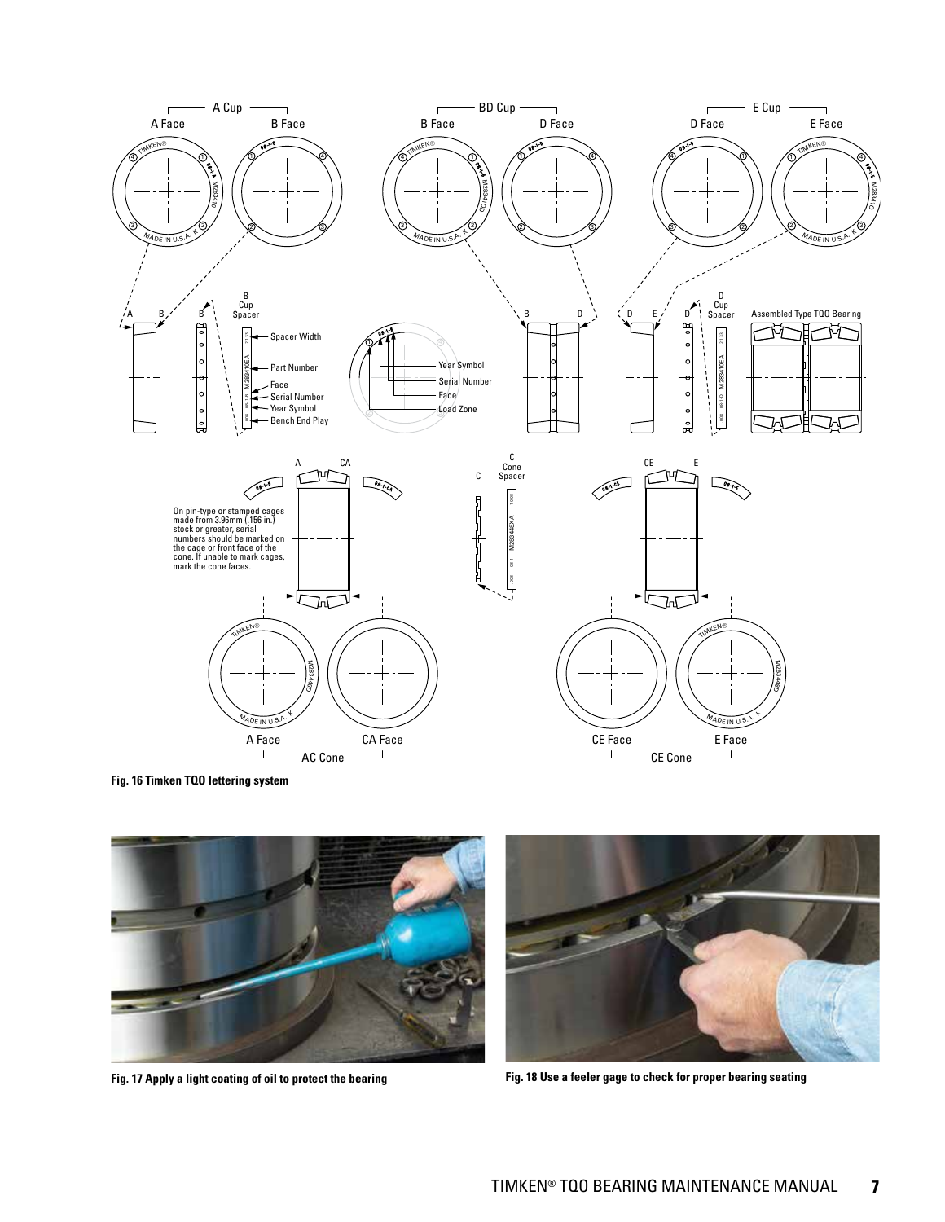On pin-type or stamped cages made from 3.96mm (.156 in.) stock or greater, serial numbers should be marked on the cage or front face of the cone. If unable to mark cages, mark the cone faces.

**Fig. 16 Timken TQO lettering system**

**Fig. 17 Apply a light coating of oil to protect the bearing**

**Fig. 18 Use a feeler gage to check for proper bearing seating**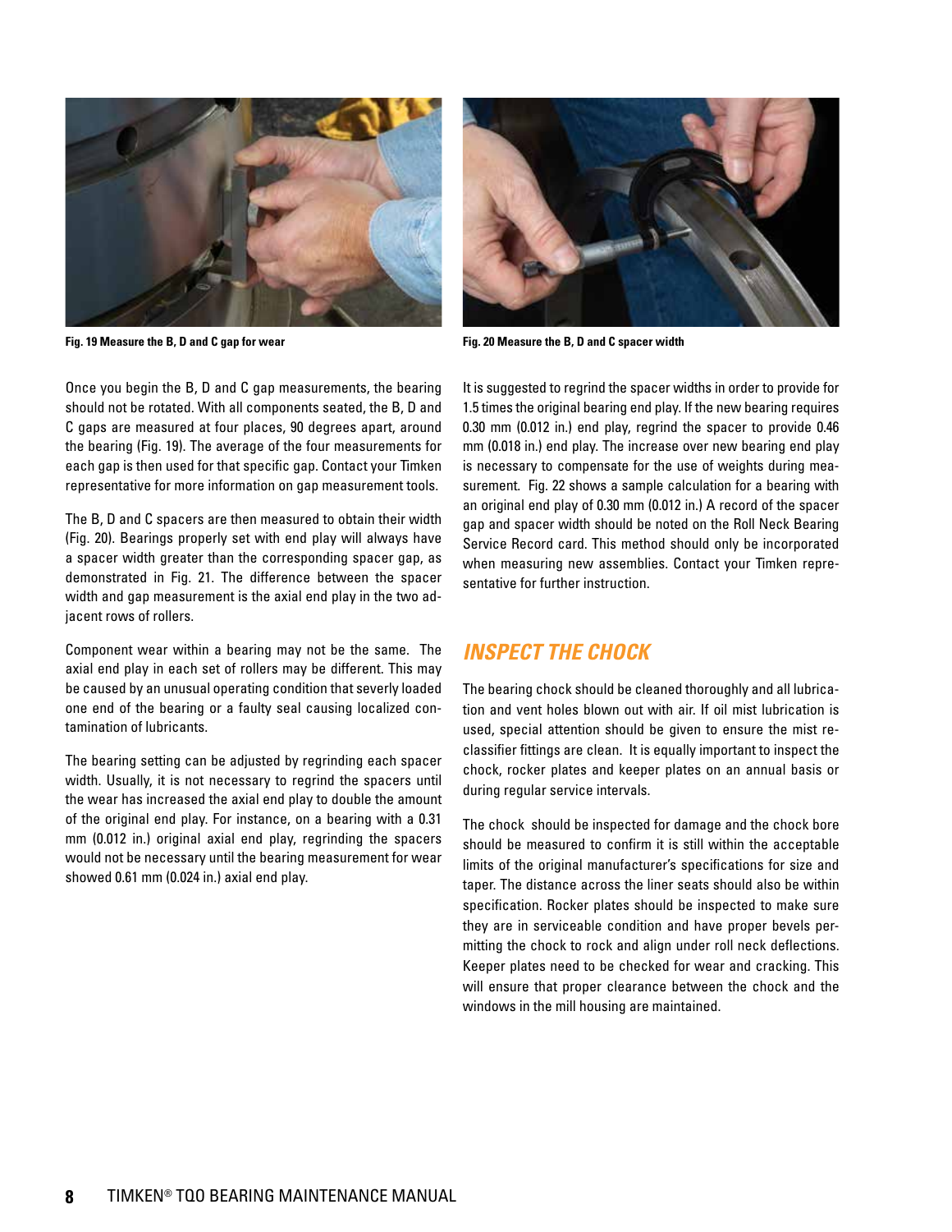Fig. 19 Measure the B, D and C gap for wear

Fig. 20 Measure the B, D and C spacer width

Once you begin the B, D and C gap measurements, the bearing should not be rotated. With all components seated, the B, D and C gaps are measured at four places, 90 degrees apart, around the bearing (Fig. 19). The average of the four measurements for each gap is then used for that specific gap. Contact your Timken representative for more information on gap measurement tools.

The B, D and C spacers are then measured to obtain their width (Fig. 20). Bearings properly set with end play will always have a spacer width greater than the corresponding spacer gap, as demonstrated in Fig. 21. The difference between the spacer width and gap measurement is the axial end play in the two adjacent rows of rollers.

Component wear within a bearing may not be the same. The axial end play in each set of rollers may be different. This may be caused by an unusual operating condition that severly loaded one end of the bearing or a faulty seal causing localized contamination of lubricants.

The bearing setting can be adjusted by regrinding each spacer width. Usually, it is not necessary to regrind the spacers until the wear has increased the axial end play to double the amount of the original end play. For instance, on a bearing with a 0.31 mm (0.012 in.) original axial end play, regrinding the spacers would not be necessary until the bearing measurement for wear showed 0.61 mm (0.024 in.) axial end play.

It is suggested to regrind the spacer widths in order to provide for 1.5 times the original bearing end play. If the new bearing requires 0.30 mm (0.012 in.) end play, regrind the spacer to provide 0.46 mm (0.018 in.) end play. The increase over new bearing end play is necessary to compensate for the use of weights during measurement. Fig. 22 shows a sample calculation for a bearing with an original end play of 0.30 mm (0.012 in.) A record of the spacer gap and spacer width should be noted on the Roll Neck Bearing Service Record card. This method should only be incorporated when measuring new assemblies. Contact your Timken representative for further instruction.

## *INSPECT THE CHOCK*

The bearing chock should be cleaned thoroughly and all lubrication and vent holes blown out with air. If oil mist lubrication is used, special attention should be given to ensure the mist reclassifier fittings are clean. It is equally important to inspect the chock, rocker plates and keeper plates on an annual basis or during regular service intervals.

The chock should be inspected for damage and the chock bore should be measured to confirm it is still within the acceptable limits of the original manufacturer's specifications for size and taper. The distance across the liner seats should also be within specification. Rocker plates should be inspected to make sure they are in serviceable condition and have proper bevels permitting the chock to rock and align under roll neck deflections. Keeper plates need to be checked for wear and cracking. This will ensure that proper clearance between the chock and the windows in the mill housing are maintained.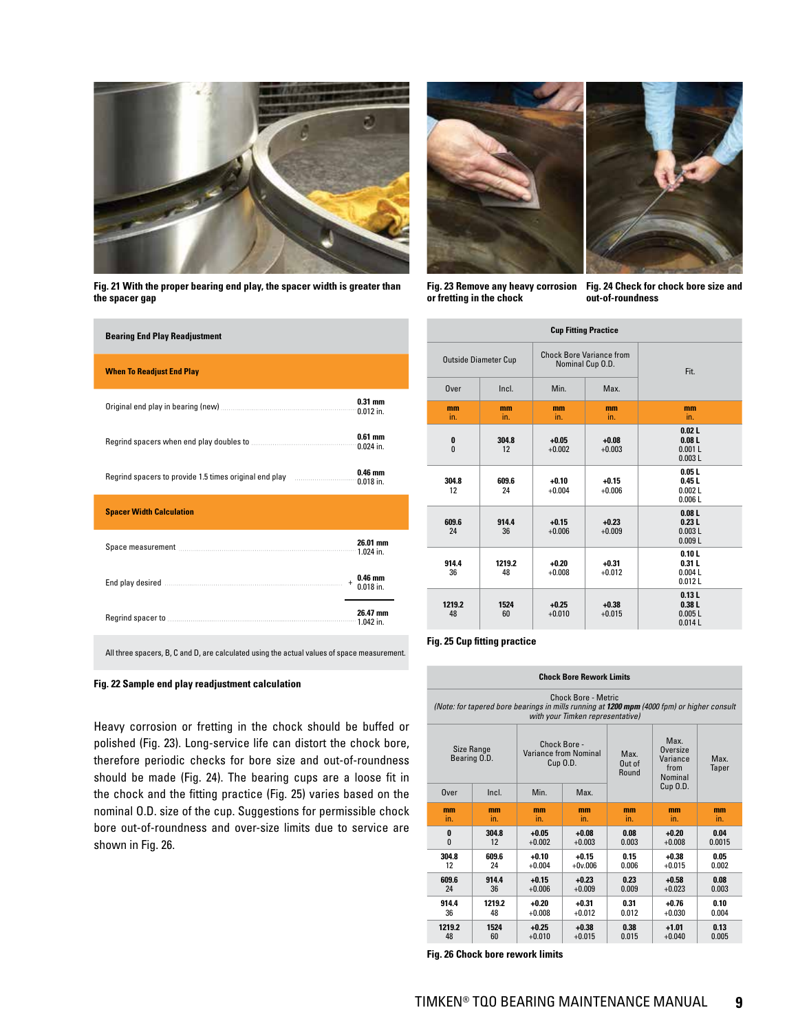Fig. 21 With the proper bearing end play, the spacer width is greater than the spacer gap

Fig. 23 Remove any heavy corrosion or fretting in the chock

Fig. 24 Check for chock bore size and out-of-roundness

| Bearing End Play Readjustment | |
|---|---|
| **When To Readjust End Play** | |
| Original end play in bearing (new) | **0.31 mm** 0.012 in. |
| Regrind spacers when end play doubles to | **0.61 mm** 0.024 in. |
| Regrind spacers to provide 1.5 times original end play | **0.46 mm** 0.018 in. |
| **Spacer Width Calculation** | |
| Space measurement | **26.01 mm** 1.024 in. |
| End play desired | + **0.46 mm** 0.018 in. |
| Regrind spacer to | **26.47 mm** 1.042 in. |
| All three spacers, B, C and D, are calculated using the actual values of space measurement. | |

Fig. 22 Sample end play readjustment calculation

Heavy corrosion or fretting in the chock should be buffed or polished (Fig. 23). Long-service life can distort the chock bore, therefore periodic checks for bore size and out-of-roundness should be made (Fig. 24). The bearing cups are a loose fit in the chock and the fitting practice (Fig. 25) varies based on the nominal O.D. size of the cup. Suggestions for permissible chock bore out-of-roundness and over-size limits due to service are shown in Fig. 26.

**Cup Fitting Practice**

| Outside Diameter Cup | | Chock Bore Variance from Nominal Cup O.D. | | Fit. |
|---|---|---|---|---|
| Over | Incl. | Min. | Max. | |
| mm in. | mm in. | mm in. | mm in. | mm in. |
| **0** 0 | **304.8** 12 | **+0.05** +0.002 | **+0.08** +0.003 | **0.02 L** **0.08 L** 0.001 L 0.003 L |
| **304.8** 12 | **609.6** 24 | **+0.10** +0.004 | **+0.15** +0.006 | **0.05 L** **0.45 L** 0.002 L 0.006 L |
| **609.6** 24 | **914.4** 36 | **+0.15** +0.006 | **+0.23** +0.009 | **0.08 L** **0.23 L** 0.003 L 0.009 L |
| **914.4** 36 | **1219.2** 48 | **+0.20** +0.008 | **+0.31** +0.012 | **0.10 L** **0.31 L** 0.004 L 0.012 L |
| **1219.2** 48 | **1524** 60 | **+0.25** +0.010 | **+0.38** +0.015 | **0.13 L** **0.38 L** 0.005 L 0.014 L |

Fig. 25 Cup fitting practice

**Chock Bore Rework Limits**

Chock Bore - Metric
*(Note: for tapered bore bearings in mills running at **1200 mpm** (4000 fpm) or higher consult with your Timken representative)*

| Size Range Bearing O.D. | | Chock Bore - Variance from Nominal Cup O.D. | | Max. Out of Round | Max. Oversize Variance from Nominal Cup O.D. | Max. Taper |
|---|---|---|---|---|---|---|
| Over | Incl. | Min. | Max. | | | |
| mm in. | mm in. | mm in. | mm in. | mm in. | mm in. | mm in. |
| **0** 0 | **304.8** 12 | **+0.05** +0.002 | **+0.08** +0.003 | **0.08** 0.003 | **+0.20** +0.008 | **0.04** 0.0015 |
| **304.8** 12 | **609.6** 24 | **+0.10** +0.004 | **+0.15** +0v.006 | **0.15** 0.006 | **+0.38** +0.015 | **0.05** 0.002 |
| **609.6** 24 | **914.4** 36 | **+0.15** +0.006 | **+0.23** +0.009 | **0.23** 0.009 | **+0.58** +0.023 | **0.08** 0.003 |
| **914.4** 36 | **1219.2** 48 | **+0.20** +0.008 | **+0.31** +0.012 | **0.31** 0.012 | **+0.76** +0.030 | **0.10** 0.004 |
| **1219.2** 48 | **1524** 60 | **+0.25** +0.010 | **+0.38** +0.015 | **0.38** 0.015 | **+1.01** +0.040 | **0.13** 0.005 |

Fig. 26 Chock bore rework limits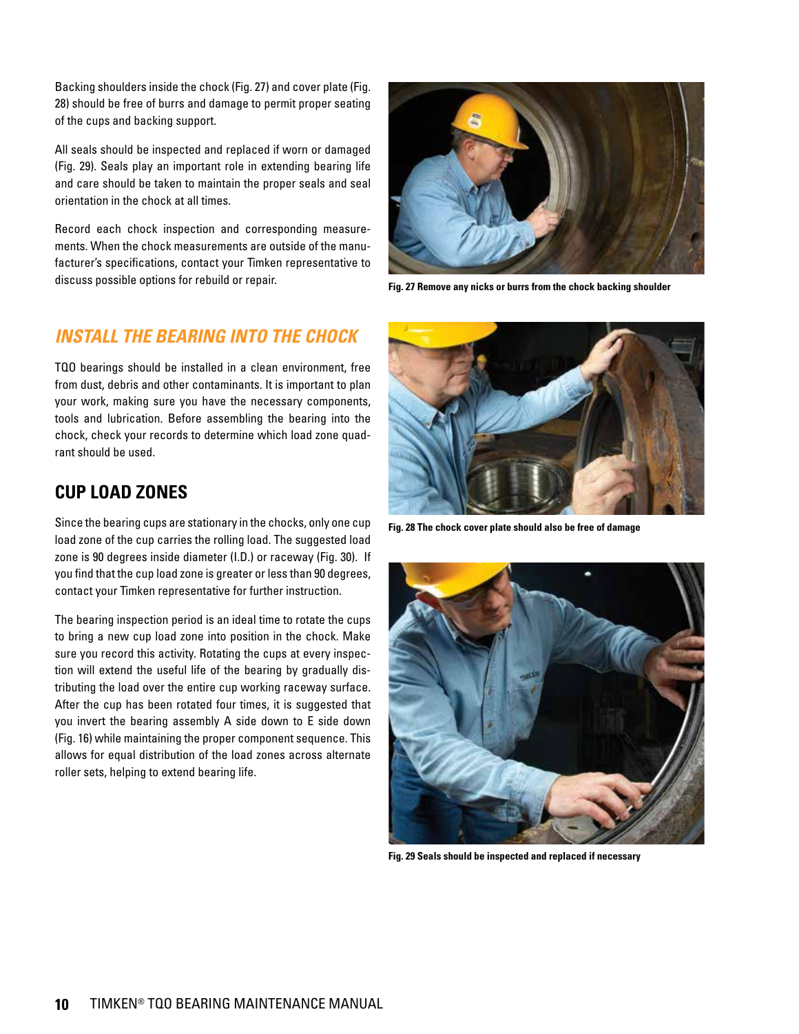Backing shoulders inside the chock (Fig. 27) and cover plate (Fig. 28) should be free of burrs and damage to permit proper seating of the cups and backing support.

All seals should be inspected and replaced if worn or damaged (Fig. 29). Seals play an important role in extending bearing life and care should be taken to maintain the proper seals and seal orientation in the chock at all times.

Record each chock inspection and corresponding measurements. When the chock measurements are outside of the manufacturer's specifications, contact your Timken representative to discuss possible options for rebuild or repair.

**Fig. 27 Remove any nicks or burrs from the chock backing shoulder**

**Fig. 28 The chock cover plate should also be free of damage**

**Fig. 29 Seals should be inspected and replaced if necessary**

## *INSTALL THE BEARING INTO THE CHOCK*

TQO bearings should be installed in a clean environment, free from dust, debris and other contaminants. It is important to plan your work, making sure you have the necessary components, tools and lubrication. Before assembling the bearing into the chock, check your records to determine which load zone quadrant should be used.

## CUP LOAD ZONES

Since the bearing cups are stationary in the chocks, only one cup load zone of the cup carries the rolling load. The suggested load zone is 90 degrees inside diameter (I.D.) or raceway (Fig. 30). If you find that the cup load zone is greater or less than 90 degrees, contact your Timken representative for further instruction.

The bearing inspection period is an ideal time to rotate the cups to bring a new cup load zone into position in the chock. Make sure you record this activity. Rotating the cups at every inspection will extend the useful life of the bearing by gradually distributing the load over the entire cup working raceway surface. After the cup has been rotated four times, it is suggested that you invert the bearing assembly A side down to E side down (Fig. 16) while maintaining the proper component sequence. This allows for equal distribution of the load zones across alternate roller sets, helping to extend bearing life.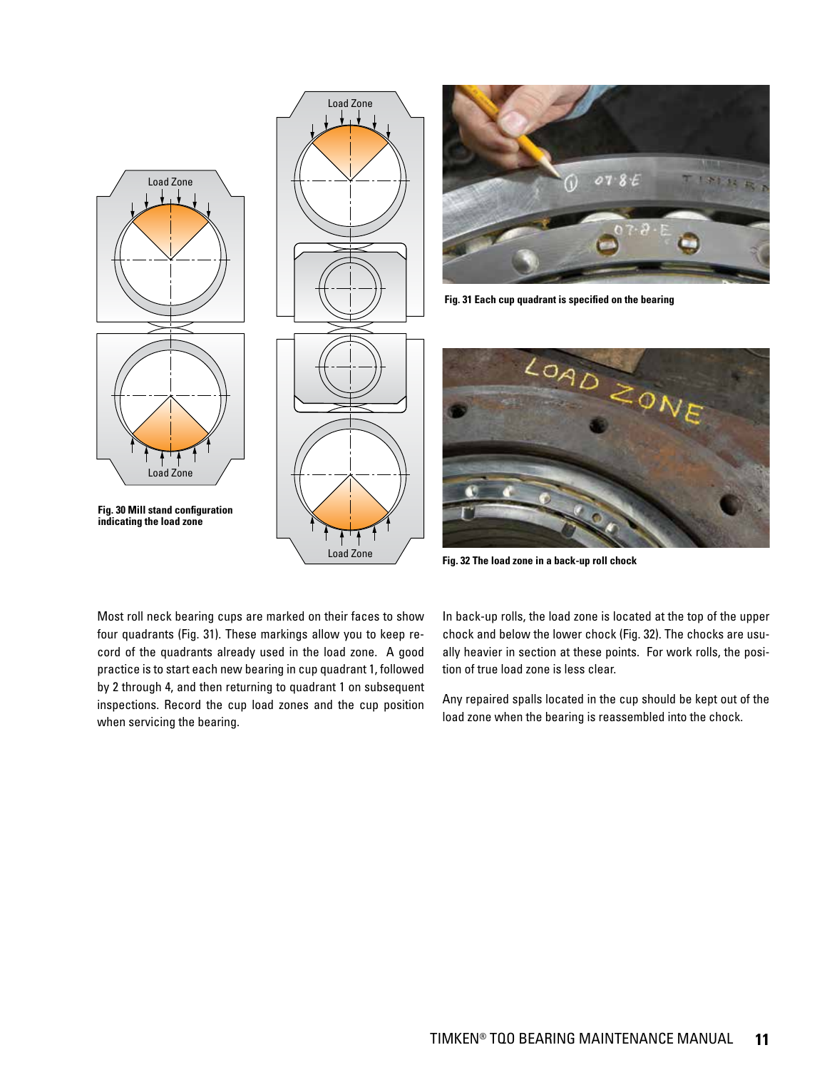Fig. 30 Mill stand configuration indicating the load zone

Fig. 31 Each cup quadrant is specified on the bearing

Fig. 32 The load zone in a back-up roll chock

Most roll neck bearing cups are marked on their faces to show four quadrants (Fig. 31). These markings allow you to keep record of the quadrants already used in the load zone. A good practice is to start each new bearing in cup quadrant 1, followed by 2 through 4, and then returning to quadrant 1 on subsequent inspections. Record the cup load zones and the cup position when servicing the bearing.

In back-up rolls, the load zone is located at the top of the upper chock and below the lower chock (Fig. 32). The chocks are usually heavier in section at these points. For work rolls, the position of true load zone is less clear.

Any repaired spalls located in the cup should be kept out of the load zone when the bearing is reassembled into the chock.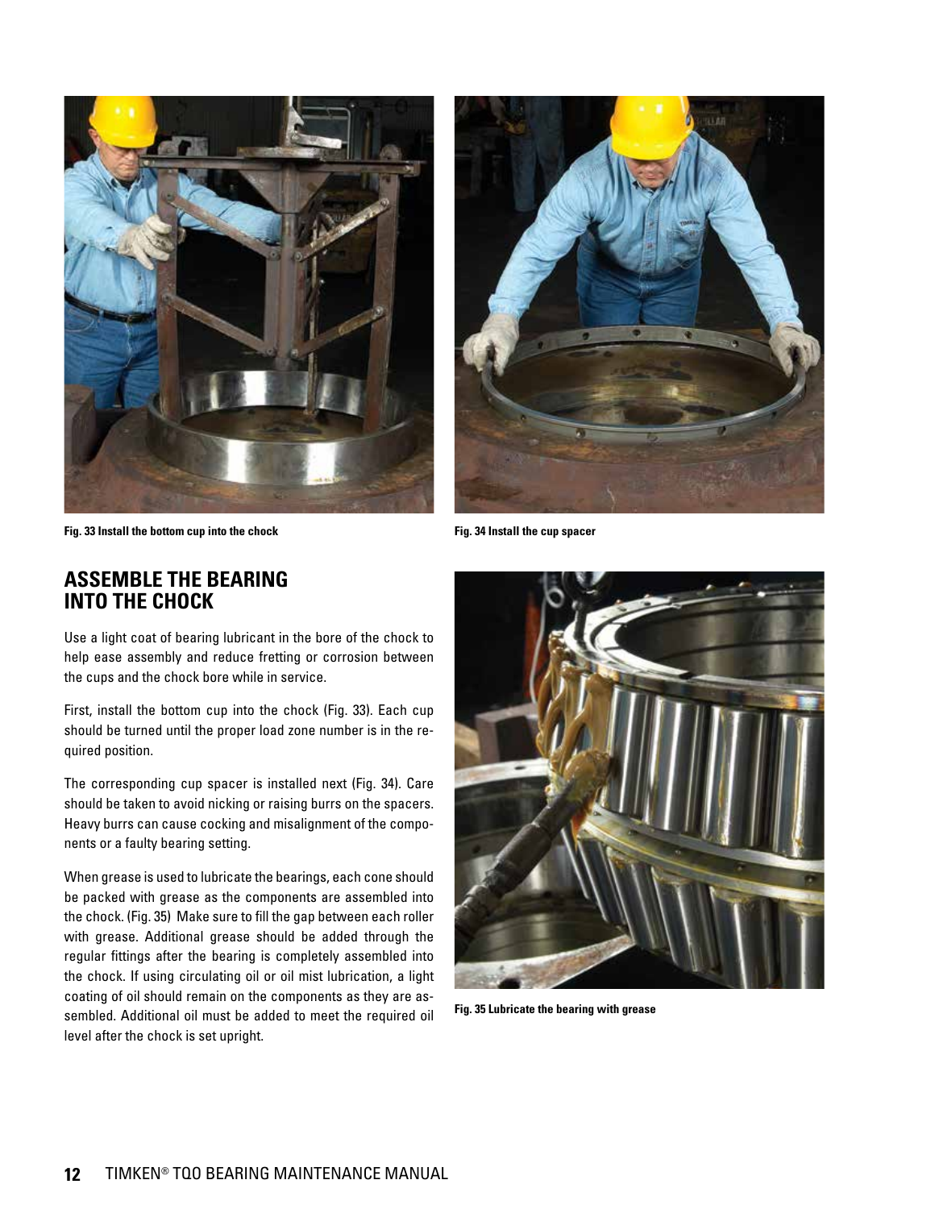Fig. 33 Install the bottom cup into the chock

Fig. 34 Install the cup spacer

## ASSEMBLE THE BEARING INTO THE CHOCK

Use a light coat of bearing lubricant in the bore of the chock to help ease assembly and reduce fretting or corrosion between the cups and the chock bore while in service.

First, install the bottom cup into the chock (Fig. 33). Each cup should be turned until the proper load zone number is in the required position.

The corresponding cup spacer is installed next (Fig. 34). Care should be taken to avoid nicking or raising burrs on the spacers. Heavy burrs can cause cocking and misalignment of the components or a faulty bearing setting.

When grease is used to lubricate the bearings, each cone should be packed with grease as the components are assembled into the chock. (Fig. 35) Make sure to fill the gap between each roller with grease. Additional grease should be added through the regular fittings after the bearing is completely assembled into the chock. If using circulating oil or oil mist lubrication, a light coating of oil should remain on the components as they are assembled. Additional oil must be added to meet the required oil level after the chock is set upright.

Fig. 35 Lubricate the bearing with grease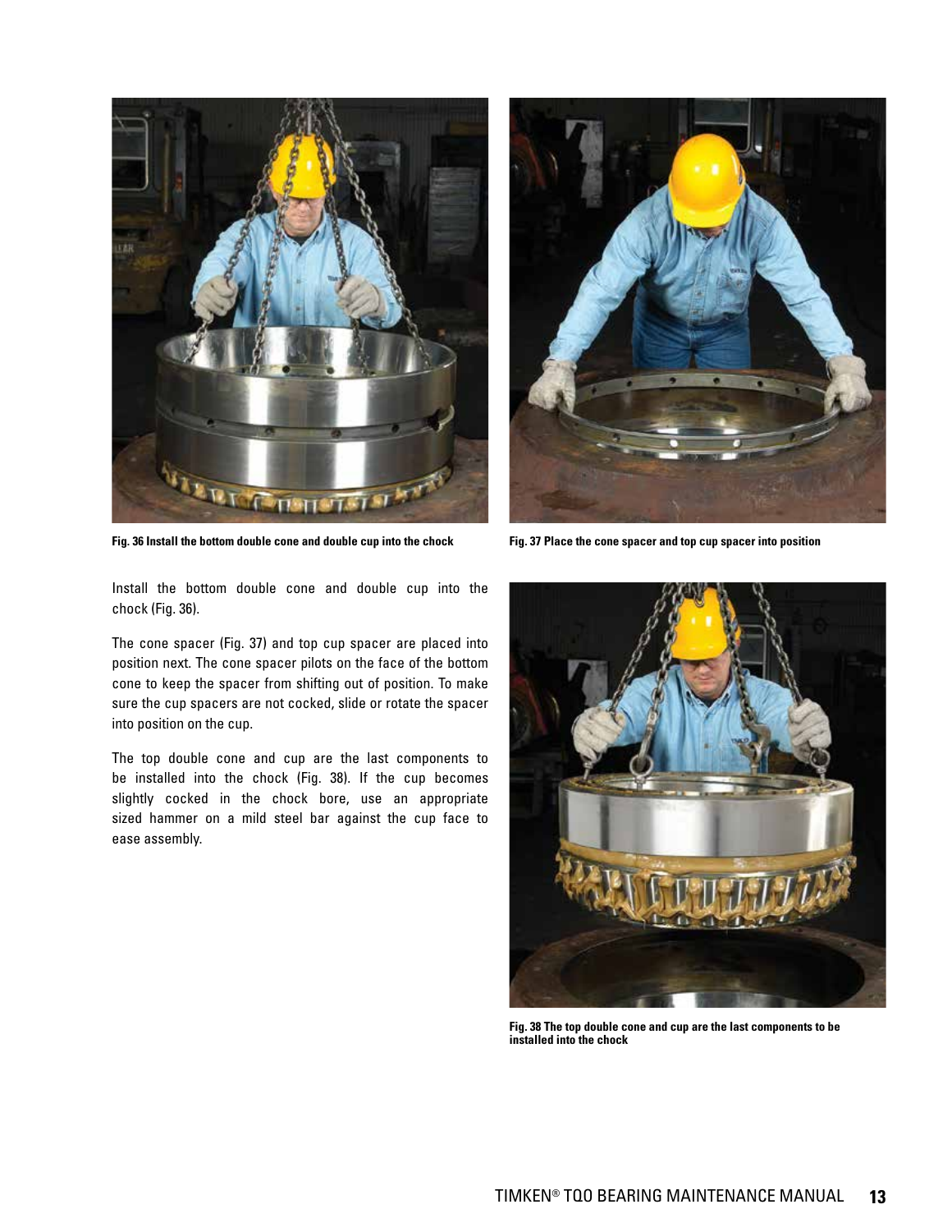Fig. 36 Install the bottom double cone and double cup into the chock

Fig. 37 Place the cone spacer and top cup spacer into position

Install the bottom double cone and double cup into the chock (Fig. 36).

The cone spacer (Fig. 37) and top cup spacer are placed into position next. The cone spacer pilots on the face of the bottom cone to keep the spacer from shifting out of position. To make sure the cup spacers are not cocked, slide or rotate the spacer into position on the cup.

The top double cone and cup are the last components to be installed into the chock (Fig. 38). If the cup becomes slightly cocked in the chock bore, use an appropriate sized hammer on a mild steel bar against the cup face to ease assembly.

Fig. 38 The top double cone and cup are the last components to be installed into the chock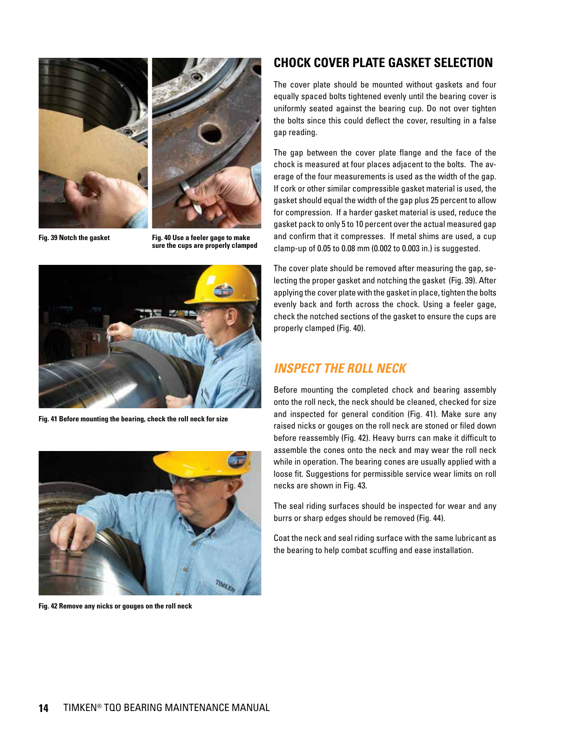Fig. 39 Notch the gasket

Fig. 40 Use a feeler gage to make sure the cups are properly clamped

Fig. 41 Before mounting the bearing, check the roll neck for size

Fig. 42 Remove any nicks or gouges on the roll neck

## CHOCK COVER PLATE GASKET SELECTION

The cover plate should be mounted without gaskets and four equally spaced bolts tightened evenly until the bearing cover is uniformly seated against the bearing cup. Do not over tighten the bolts since this could deflect the cover, resulting in a false gap reading.

The gap between the cover plate flange and the face of the chock is measured at four places adjacent to the bolts. The average of the four measurements is used as the width of the gap. If cork or other similar compressible gasket material is used, the gasket should equal the width of the gap plus 25 percent to allow for compression. If a harder gasket material is used, reduce the gasket pack to only 5 to 10 percent over the actual measured gap and confirm that it compresses. If metal shims are used, a cup clamp-up of 0.05 to 0.08 mm (0.002 to 0.003 in.) is suggested.

The cover plate should be removed after measuring the gap, selecting the proper gasket and notching the gasket (Fig. 39). After applying the cover plate with the gasket in place, tighten the bolts evenly back and forth across the chock. Using a feeler gage, check the notched sections of the gasket to ensure the cups are properly clamped (Fig. 40).

## *INSPECT THE ROLL NECK*

Before mounting the completed chock and bearing assembly onto the roll neck, the neck should be cleaned, checked for size and inspected for general condition (Fig. 41). Make sure any raised nicks or gouges on the roll neck are stoned or filed down before reassembly (Fig. 42). Heavy burrs can make it difficult to assemble the cones onto the neck and may wear the roll neck while in operation. The bearing cones are usually applied with a loose fit. Suggestions for permissible service wear limits on roll necks are shown in Fig. 43.

The seal riding surfaces should be inspected for wear and any burrs or sharp edges should be removed (Fig. 44).

Coat the neck and seal riding surface with the same lubricant as the bearing to help combat scuffing and ease installation.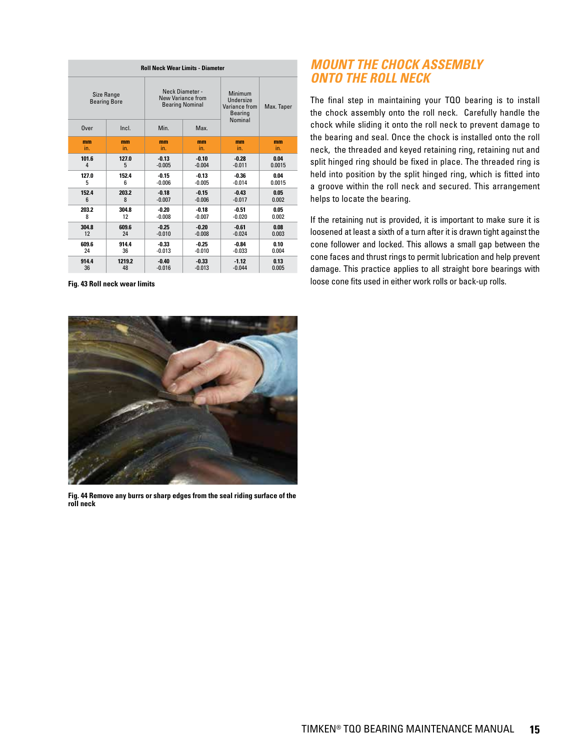| Roll Neck Wear Limits - Diameter | | | | | |
|---|---|---|---|---|---|
| Size Range Bearing Bore | | Neck Diameter - New Variance from Bearing Nominal | | Minimum Undersize Variance from Bearing Nominal | Max. Taper |
| Over | Incl. | Min. | Max. | | |
| mm<br>in. | mm<br>in. | mm<br>in. | mm<br>in. | mm<br>in. | mm<br>in. |
| 101.6<br>4 | 127.0<br>5 | -0.13<br>-0.005 | -0.10<br>-0.004 | -0.28<br>-0.011 | 0.04<br>0.0015 |
| 127.0<br>5 | 152.4<br>6 | -0.15<br>-0.006 | -0.13<br>-0.005 | -0.36<br>-0.014 | 0.04<br>0.0015 |
| 152.4<br>6 | 203.2<br>8 | -0.18<br>-0.007 | -0.15<br>-0.006 | -0.43<br>-0.017 | 0.05<br>0.002 |
| 203.2<br>8 | 304.8<br>12 | -0.20<br>-0.008 | -0.18<br>-0.007 | -0.51<br>-0.020 | 0.05<br>0.002 |
| 304.8<br>12 | 609.6<br>24 | -0.25<br>-0.010 | -0.20<br>-0.008 | -0.61<br>-0.024 | 0.08<br>0.003 |
| 609.6<br>24 | 914.4<br>36 | -0.33<br>-0.013 | -0.25<br>-0.010 | -0.84<br>-0.033 | 0.10<br>0.004 |
| 914.4<br>36 | 1219.2<br>48 | -0.40<br>-0.016 | -0.33<br>-0.013 | -1.12<br>-0.044 | 0.13<br>0.005 |

**Fig. 43 Roll neck wear limits**

**Fig. 44 Remove any burrs or sharp edges from the seal riding surface of the roll neck**

## MOUNT THE CHOCK ASSEMBLY ONTO THE ROLL NECK

The final step in maintaining your TQO bearing is to install the chock assembly onto the roll neck. Carefully handle the chock while sliding it onto the roll neck to prevent damage to the bearing and seal. Once the chock is installed onto the roll neck, the threaded and keyed retaining ring, retaining nut and split hinged ring should be fixed in place. The threaded ring is held into position by the split hinged ring, which is fitted into a groove within the roll neck and secured. This arrangement helps to locate the bearing.

If the retaining nut is provided, it is important to make sure it is loosened at least a sixth of a turn after it is drawn tight against the cone follower and locked. This allows a small gap between the cone faces and thrust rings to permit lubrication and help prevent damage. This practice applies to all straight bore bearings with loose cone fits used in either work rolls or back-up rolls.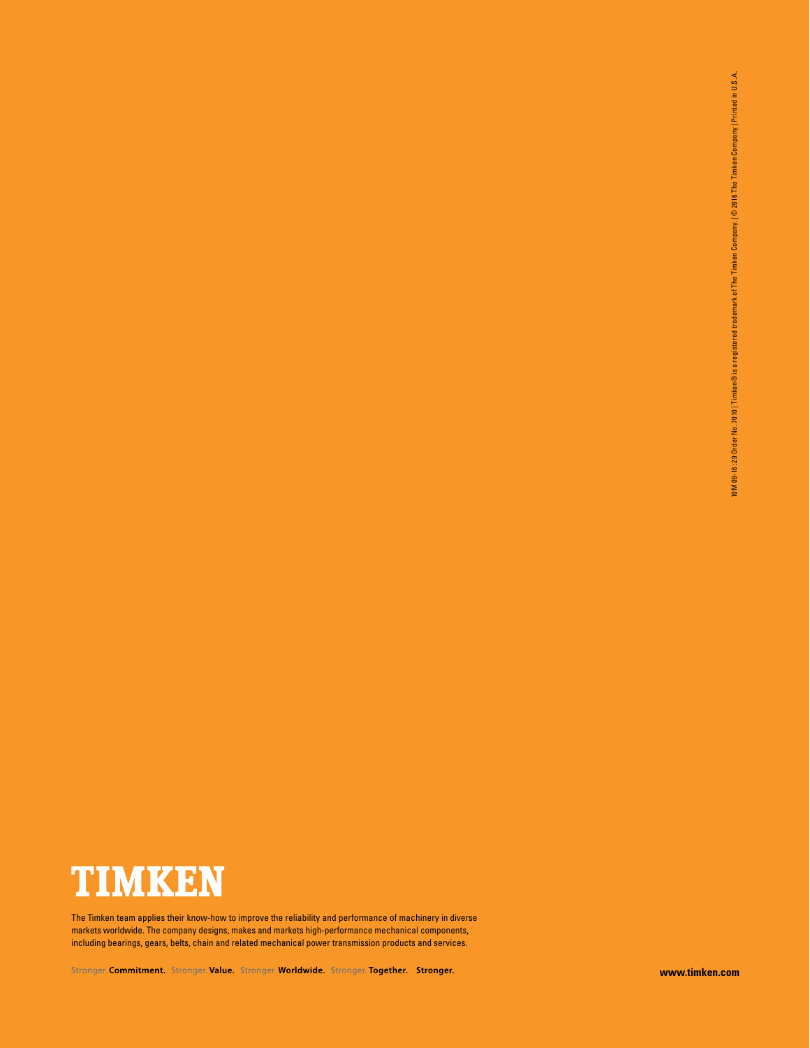10M 09-16 :29 Order No. 7010 | Timken® is a registered trademark of The Timken Company. | © 2016 The Timken Company | Printed in U.S.A.

# TIMKEN

The Timken team applies their know-how to improve the reliability and performance of machinery in diverse markets worldwide. The company designs, makes and markets high-performance mechanical components, including bearings, gears, belts, chain and related mechanical power transmission products and services.

Stronger. **Commitment.** Stronger. **Value.** Stronger. **Worldwide.** Stronger. **Together.** **Stronger.**

**www.timken.com**